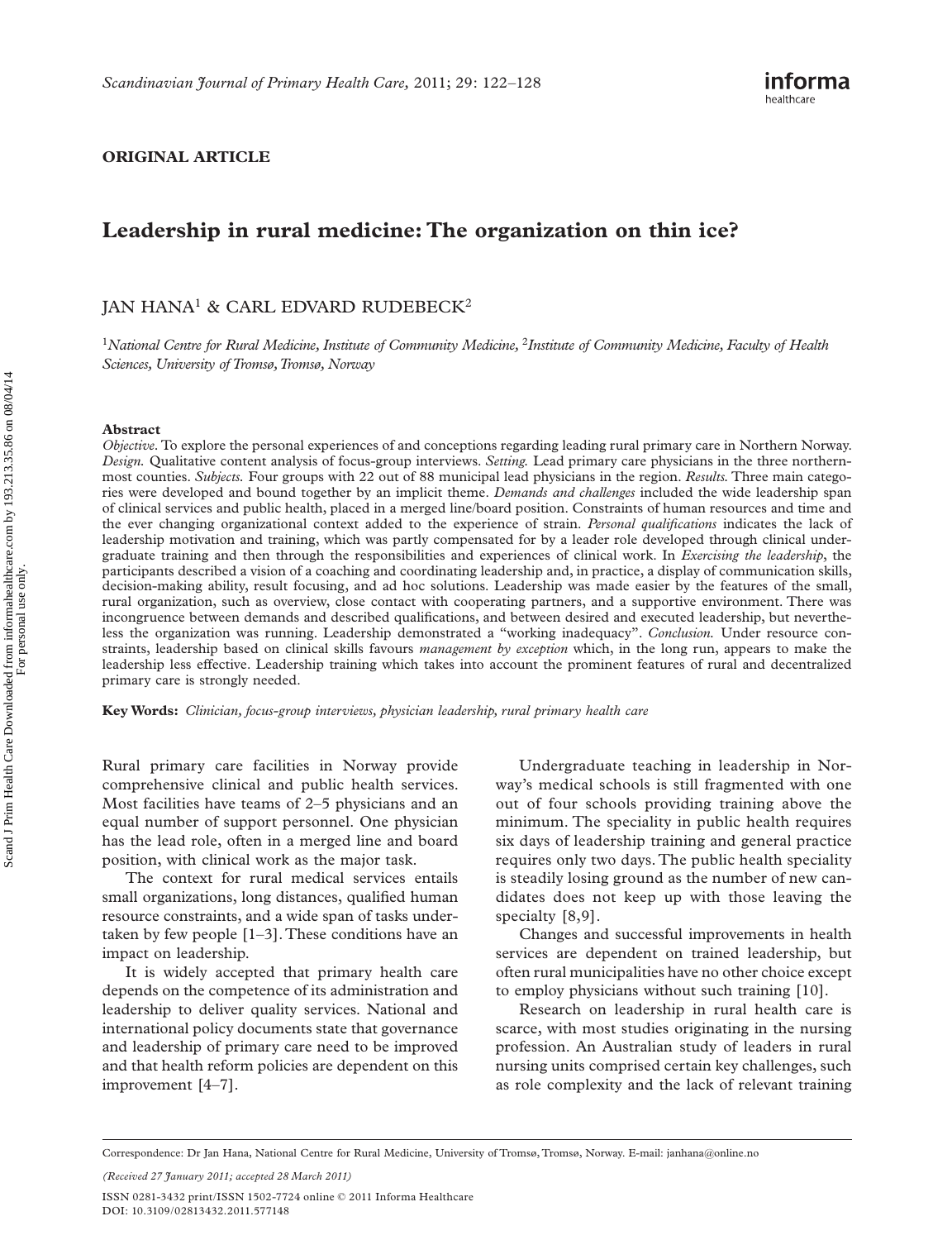**ORIGINAL ARTICLE**

# Leadership in rural medicine: The organization on thin ice?

JAN HANA[1] & CARL EDVARD RUDEBECK[2]

[1]*National Centre for Rural Medicine, Institute of Community Medicine,* [2]*Institute of Community Medicine, Faculty of Health Sciences, University of Tromsø, Tromsø, Norway*

## Abstract

*Objective.* To explore the personal experiences of and conceptions regarding leading rural primary care in Northern Norway. *Design.* Qualitative content analysis of focus-group interviews. *Setting.* Lead primary care physicians in the three northernmost counties. *Subjects.* Four groups with 22 out of 88 municipal lead physicians in the region. *Results.* Three main categories were developed and bound together by an implicit theme. *Demands and challenges* included the wide leadership span of clinical services and public health, placed in a merged line/board position. Constraints of human resources and time and the ever changing organizational context added to the experience of strain. *Personal qualifications* indicates the lack of leadership motivation and training, which was partly compensated for by a leader role developed through clinical undergraduate training and then through the responsibilities and experiences of clinical work. In *Exercising the leadership*, the participants described a vision of a coaching and coordinating leadership and, in practice, a display of communication skills, decision-making ability, result focusing, and ad hoc solutions. Leadership was made easier by the features of the small, rural organization, such as overview, close contact with cooperating partners, and a supportive environment. There was incongruence between demands and described qualifications, and between desired and executed leadership, but nevertheless the organization was running. Leadership demonstrated a "working inadequacy". *Conclusion.* Under resource constraints, leadership based on clinical skills favours *management by exception* which, in the long run, appears to make the leadership less effective. Leadership training which takes into account the prominent features of rural and decentralized primary care is strongly needed.

**Key Words:** *Clinician, focus-group interviews, physician leadership, rural primary health care*

Rural primary care facilities in Norway provide comprehensive clinical and public health services. Most facilities have teams of 2–5 physicians and an equal number of support personnel. One physician has the lead role, often in a merged line and board position, with clinical work as the major task.

The context for rural medical services entails small organizations, long distances, qualified human resource constraints, and a wide span of tasks undertaken by few people [1–3]. These conditions have an impact on leadership.

It is widely accepted that primary health care depends on the competence of its administration and leadership to deliver quality services. National and international policy documents state that governance and leadership of primary care need to be improved and that health reform policies are dependent on this improvement [4–7].

Undergraduate teaching in leadership in Norway's medical schools is still fragmented with one out of four schools providing training above the minimum. The speciality in public health requires six days of leadership training and general practice requires only two days. The public health speciality is steadily losing ground as the number of new candidates does not keep up with those leaving the specialty [8,9].

Changes and successful improvements in health services are dependent on trained leadership, but often rural municipalities have no other choice except to employ physicians without such training [10].

Research on leadership in rural health care is scarce, with most studies originating in the nursing profession. An Australian study of leaders in rural nursing units comprised certain key challenges, such as role complexity and the lack of relevant training

Correspondence: Dr Jan Hana, National Centre for Rural Medicine, University of Tromsø, Tromsø, Norway. E-mail: janhana@online.no

*(Received 27 January 2011; accepted 28 March 2011)*

ISSN 0281-3432 print/ISSN 1502-7724 online © 2011 Informa Healthcare
DOI: 10.3109/02813432.2011.577148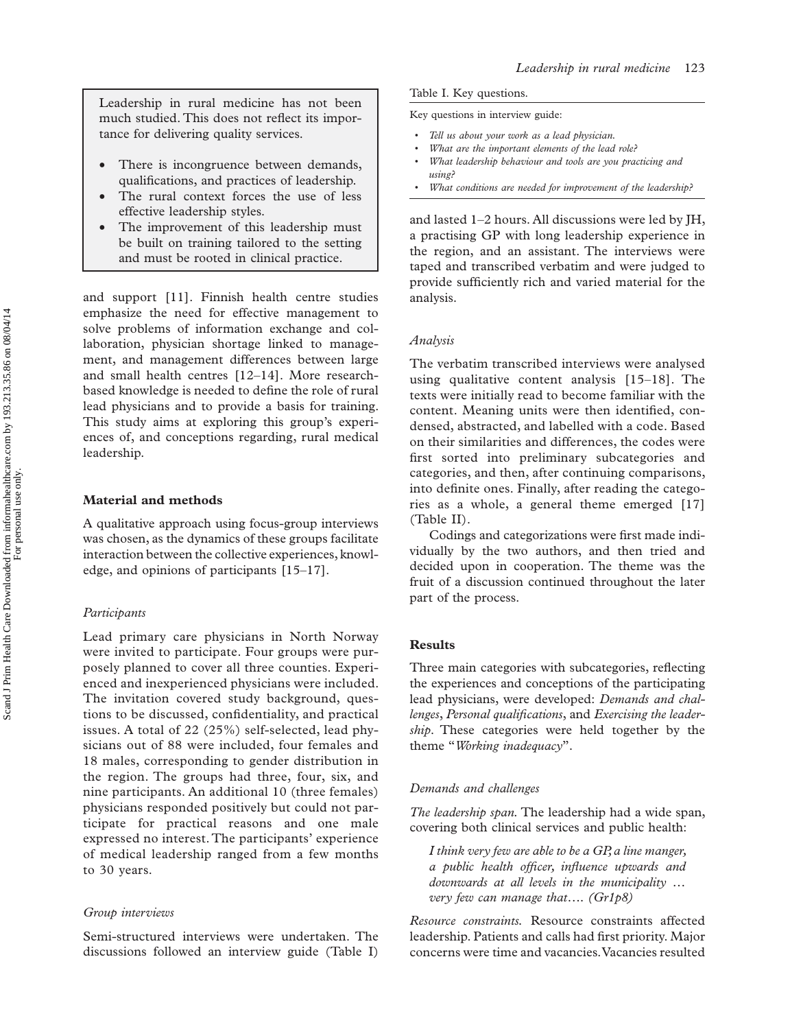> Leadership in rural medicine has not been much studied. This does not reflect its importance for delivering quality services.
>
> - There is incongruence between demands, qualifications, and practices of leadership.
> - The rural context forces the use of less effective leadership styles.
> - The improvement of this leadership must be built on training tailored to the setting and must be rooted in clinical practice.

and support [11]. Finnish health centre studies emphasize the need for effective management to solve problems of information exchange and collaboration, physician shortage linked to management, and management differences between large and small health centres [12–14]. More research-based knowledge is needed to define the role of rural lead physicians and to provide a basis for training. This study aims at exploring this group's experiences of, and conceptions regarding, rural medical leadership.

## Material and methods

A qualitative approach using focus-group interviews was chosen, as the dynamics of these groups facilitate interaction between the collective experiences, knowledge, and opinions of participants [15–17].

### *Participants*

Lead primary care physicians in North Norway were invited to participate. Four groups were purposely planned to cover all three counties. Experienced and inexperienced physicians were included. The invitation covered study background, questions to be discussed, confidentiality, and practical issues. A total of 22 (25%) self-selected, lead physicians out of 88 were included, four females and 18 males, corresponding to gender distribution in the region. The groups had three, four, six, and nine participants. An additional 10 (three females) physicians responded positively but could not participate for practical reasons and one male expressed no interest. The participants' experience of medical leadership ranged from a few months to 30 years.

### *Group interviews*

Semi-structured interviews were undertaken. The discussions followed an interview guide (Table I) and lasted 1–2 hours. All discussions were led by JH, a practising GP with long leadership experience in the region, and an assistant. The interviews were taped and transcribed verbatim and were judged to provide sufficiently rich and varied material for the analysis.

Table I. Key questions.

Key questions in interview guide:

- *Tell us about your work as a lead physician.*
- *What are the important elements of the lead role?*
- *What leadership behaviour and tools are you practicing and using?*
- *What conditions are needed for improvement of the leadership?*

### *Analysis*

The verbatim transcribed interviews were analysed using qualitative content analysis [15–18]. The texts were initially read to become familiar with the content. Meaning units were then identified, condensed, abstracted, and labelled with a code. Based on their similarities and differences, the codes were first sorted into preliminary subcategories and categories, and then, after continuing comparisons, into definite ones. Finally, after reading the categories as a whole, a general theme emerged [17] (Table II).

Codings and categorizations were first made individually by the two authors, and then tried and decided upon in cooperation. The theme was the fruit of a discussion continued throughout the later part of the process.

## Results

Three main categories with subcategories, reflecting the experiences and conceptions of the participating lead physicians, were developed: *Demands and challenges*, *Personal qualifications*, and *Exercising the leadership*. These categories were held together by the theme "*Working inadequacy*".

### *Demands and challenges*

*The leadership span.* The leadership had a wide span, covering both clinical services and public health:

> *I think very few are able to be a GP, a line manger, a public health officer, influence upwards and downwards at all levels in the municipality … very few can manage that…. (Gr1p8)*

*Resource constraints.* Resource constraints affected leadership. Patients and calls had first priority. Major concerns were time and vacancies. Vacancies resulted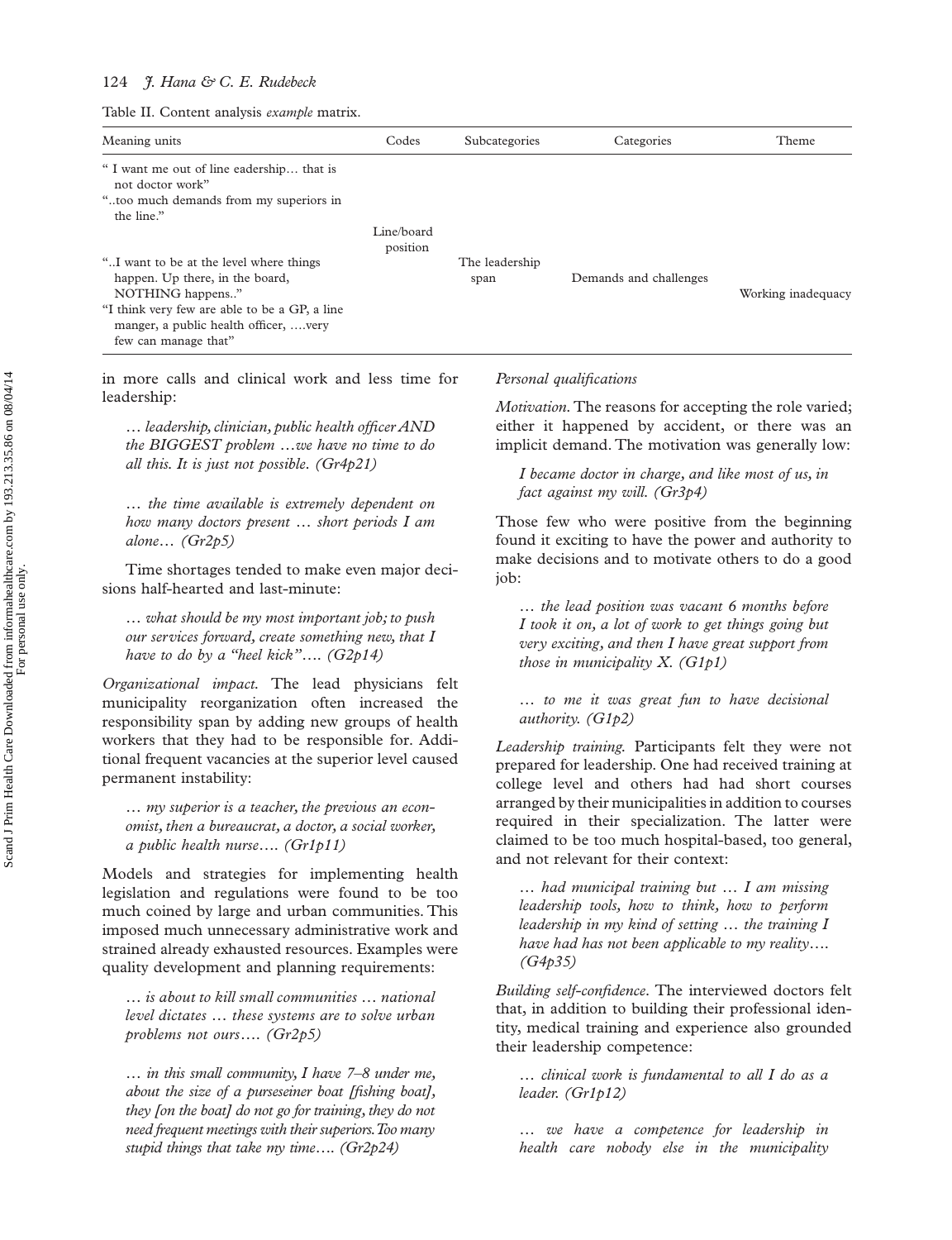Table II. Content analysis *example* matrix.

| Meaning units | Codes | Subcategories | Categories | Theme |
|---|---|---|---|---|
| " I want me out of line eadership… that is not doctor work"<br>"..too much demands from my superiors in the line."<br>"..I want to be at the level where things happen. Up there, in the board, NOTHING happens.."<br>"I think very few are able to be a GP, a line manger, a public health officer, ….very few can manage that" | Line/board position | The leadership span | Demands and challenges | Working inadequacy |

in more calls and clinical work and less time for leadership:

> *… leadership, clinician, public health officer AND the BIGGEST problem …we have no time to do all this. It is just not possible. (Gr4p21)*

> *… the time available is extremely dependent on how many doctors present … short periods I am alone… (Gr2p5)*

Time shortages tended to make even major decisions half-hearted and last-minute:

> *… what should be my most important job; to push our services forward, create something new, that I have to do by a "heel kick"…. (G2p14)*

*Organizational impact.* The lead physicians felt municipality reorganization often increased the responsibility span by adding new groups of health workers that they had to be responsible for. Additional frequent vacancies at the superior level caused permanent instability:

> *… my superior is a teacher, the previous an economist, then a bureaucrat, a doctor, a social worker, a public health nurse…. (Gr1p11)*

Models and strategies for implementing health legislation and regulations were found to be too much coined by large and urban communities. This imposed much unnecessary administrative work and strained already exhausted resources. Examples were quality development and planning requirements:

> *… is about to kill small communities … national level dictates … these systems are to solve urban problems not ours…. (Gr2p5)*

> *… in this small community, I have 7–8 under me, about the size of a purseseiner boat [fishing boat], they [on the boat] do not go for training, they do not need frequent meetings with their superiors. Too many stupid things that take my time…. (Gr2p24)*

*Personal qualifications*

*Motivation.* The reasons for accepting the role varied; either it happened by accident, or there was an implicit demand. The motivation was generally low:

> *I became doctor in charge, and like most of us, in fact against my will. (Gr3p4)*

Those few who were positive from the beginning found it exciting to have the power and authority to make decisions and to motivate others to do a good job:

> *… the lead position was vacant 6 months before I took it on, a lot of work to get things going but very exciting, and then I have great support from those in municipality X. (G1p1)*

> *… to me it was great fun to have decisional authority. (G1p2)*

*Leadership training.* Participants felt they were not prepared for leadership. One had received training at college level and others had had short courses arranged by their municipalities in addition to courses required in their specialization. The latter were claimed to be too much hospital-based, too general, and not relevant for their context:

> *… had municipal training but … I am missing leadership tools, how to think, how to perform leadership in my kind of setting … the training I have had has not been applicable to my reality…. (G4p35)*

*Building self-confidence*. The interviewed doctors felt that, in addition to building their professional identity, medical training and experience also grounded their leadership competence:

> *… clinical work is fundamental to all I do as a leader. (Gr1p12)*

> *… we have a competence for leadership in health care nobody else in the municipality*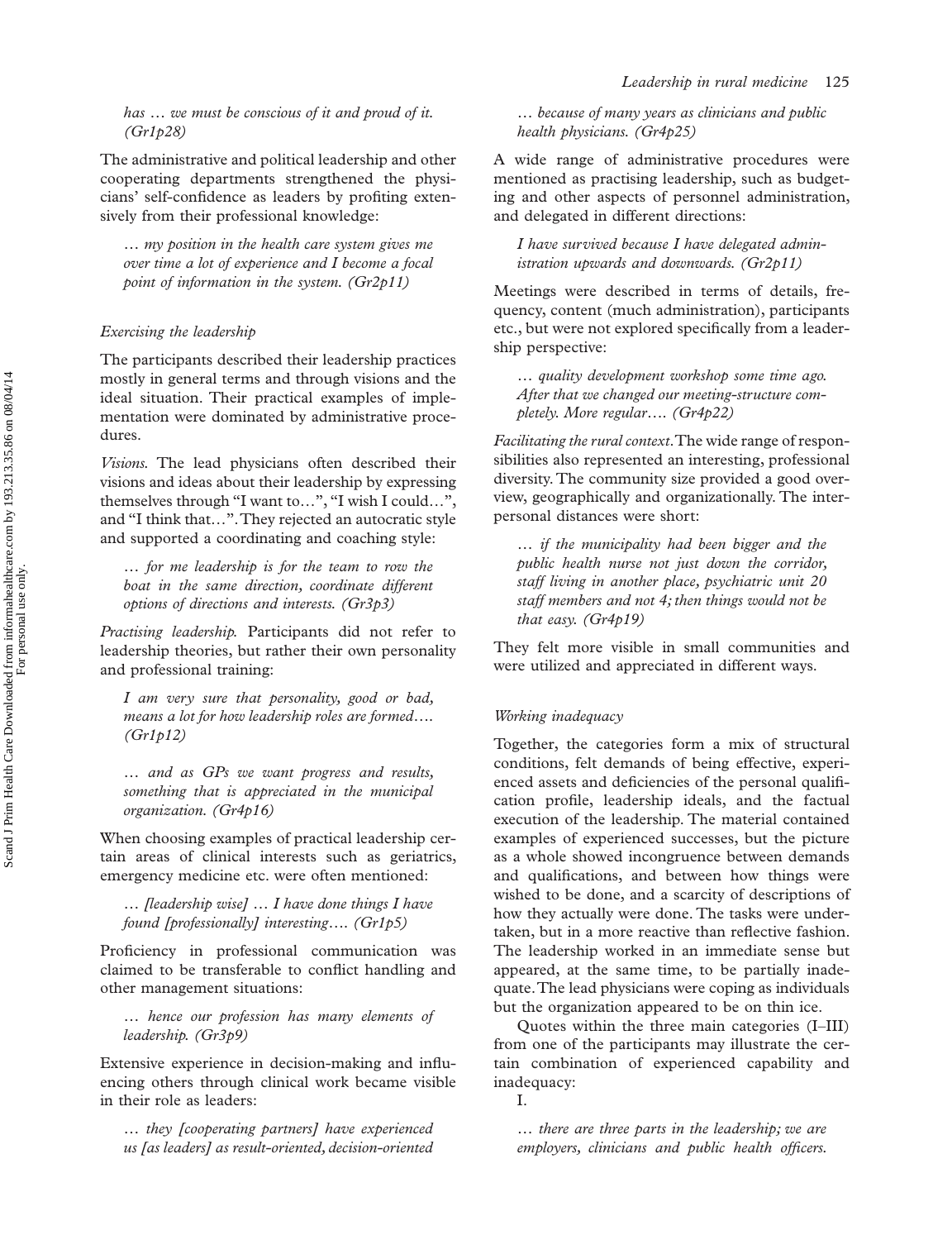*has … we must be conscious of it and proud of it. (Gr1p28)*

The administrative and political leadership and other cooperating departments strengthened the physicians' self-confidence as leaders by profiting extensively from their professional knowledge:

> *… my position in the health care system gives me over time a lot of experience and I become a focal point of information in the system. (Gr2p11)*

### *Exercising the leadership*

The participants described their leadership practices mostly in general terms and through visions and the ideal situation. Their practical examples of implementation were dominated by administrative procedures.

*Visions.* The lead physicians often described their visions and ideas about their leadership by expressing themselves through "I want to…", "I wish I could…", and "I think that…". They rejected an autocratic style and supported a coordinating and coaching style:

> *… for me leadership is for the team to row the boat in the same direction, coordinate different options of directions and interests. (Gr3p3)*

*Practising leadership.* Participants did not refer to leadership theories, but rather their own personality and professional training:

> *I am very sure that personality, good or bad, means a lot for how leadership roles are formed…. (Gr1p12)*

> *… and as GPs we want progress and results, something that is appreciated in the municipal organization. (Gr4p16)*

When choosing examples of practical leadership certain areas of clinical interests such as geriatrics, emergency medicine etc. were often mentioned:

> *… [leadership wise] … I have done things I have found [professionally] interesting…. (Gr1p5)*

Proficiency in professional communication was claimed to be transferable to conflict handling and other management situations:

> *… hence our profession has many elements of leadership. (Gr3p9)*

Extensive experience in decision-making and influencing others through clinical work became visible in their role as leaders:

> *… they [cooperating partners] have experienced us [as leaders] as result-oriented, decision-oriented … because of many years as clinicians and public health physicians. (Gr4p25)*

A wide range of administrative procedures were mentioned as practising leadership, such as budgeting and other aspects of personnel administration, and delegated in different directions:

> *I have survived because I have delegated administration upwards and downwards. (Gr2p11)*

Meetings were described in terms of details, frequency, content (much administration), participants etc., but were not explored specifically from a leadership perspective:

> *… quality development workshop some time ago. After that we changed our meeting-structure completely. More regular…. (Gr4p22)*

*Facilitating the rural context.* The wide range of responsibilities also represented an interesting, professional diversity. The community size provided a good overview, geographically and organizationally. The interpersonal distances were short:

> *… if the municipality had been bigger and the public health nurse not just down the corridor, staff living in another place, psychiatric unit 20 staff members and not 4; then things would not be that easy. (Gr4p19)*

They felt more visible in small communities and were utilized and appreciated in different ways.

### *Working inadequacy*

Together, the categories form a mix of structural conditions, felt demands of being effective, experienced assets and deficiencies of the personal qualification profile, leadership ideals, and the factual execution of the leadership. The material contained examples of experienced successes, but the picture as a whole showed incongruence between demands and qualifications, and between how things were wished to be done, and a scarcity of descriptions of how they actually were done. The tasks were undertaken, but in a more reactive than reflective fashion. The leadership worked in an immediate sense but appeared, at the same time, to be partially inadequate. The lead physicians were coping as individuals but the organization appeared to be on thin ice.

Quotes within the three main categories (I–III) from one of the participants may illustrate the certain combination of experienced capability and inadequacy:

I.

> *… there are three parts in the leadership; we are employers, clinicians and public health officers.*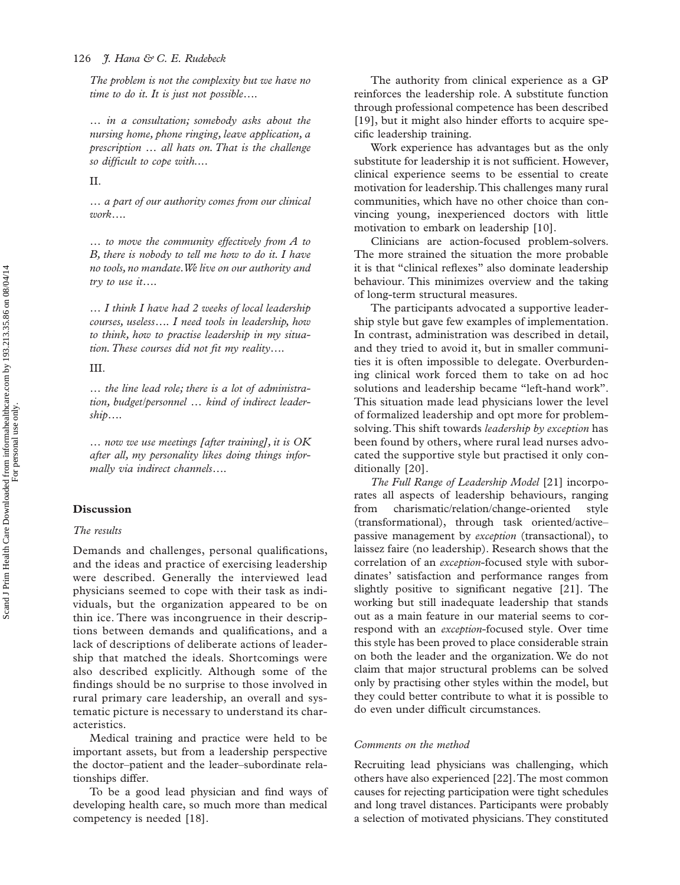*The problem is not the complexity but we have no time to do it. It is just not possible….*

*… in a consultation; somebody asks about the nursing home, phone ringing, leave application, a prescription … all hats on. That is the challenge so difficult to cope with.…*

II.

*… a part of our authority comes from our clinical work….*

*… to move the community effectively from A to B, there is nobody to tell me how to do it. I have no tools, no mandate. We live on our authority and try to use it….*

*… I think I have had 2 weeks of local leadership courses, useless…. I need tools in leadership, how to think, how to practise leadership in my situation. These courses did not fit my reality….*

III.

*… the line lead role; there is a lot of administration, budget/personnel … kind of indirect leadership….*

*… now we use meetings [after training], it is OK after all, my personality likes doing things informally via indirect channels….*

## Discussion

### *The results*

Demands and challenges, personal qualifications, and the ideas and practice of exercising leadership were described. Generally the interviewed lead physicians seemed to cope with their task as individuals, but the organization appeared to be on thin ice. There was incongruence in their descriptions between demands and qualifications, and a lack of descriptions of deliberate actions of leadership that matched the ideals. Shortcomings were also described explicitly. Although some of the findings should be no surprise to those involved in rural primary care leadership, an overall and systematic picture is necessary to understand its characteristics.

Medical training and practice were held to be important assets, but from a leadership perspective the doctor–patient and the leader–subordinate relationships differ.

To be a good lead physician and find ways of developing health care, so much more than medical competency is needed [18].

The authority from clinical experience as a GP reinforces the leadership role. A substitute function through professional competence has been described [19], but it might also hinder efforts to acquire specific leadership training.

Work experience has advantages but as the only substitute for leadership it is not sufficient. However, clinical experience seems to be essential to create motivation for leadership. This challenges many rural communities, which have no other choice than convincing young, inexperienced doctors with little motivation to embark on leadership [10].

Clinicians are action-focused problem-solvers. The more strained the situation the more probable it is that "clinical reflexes" also dominate leadership behaviour. This minimizes overview and the taking of long-term structural measures.

The participants advocated a supportive leadership style but gave few examples of implementation. In contrast, administration was described in detail, and they tried to avoid it, but in smaller communities it is often impossible to delegate. Overburdening clinical work forced them to take on ad hoc solutions and leadership became "left-hand work". This situation made lead physicians lower the level of formalized leadership and opt more for problem-solving. This shift towards *leadership by exception* has been found by others, where rural lead nurses advocated the supportive style but practised it only conditionally [20].

*The Full Range of Leadership Model* [21] incorporates all aspects of leadership behaviours, ranging from charismatic/relation/change-oriented style (transformational), through task oriented/active–passive management by *exception* (transactional), to laissez faire (no leadership). Research shows that the correlation of an *exception*-focused style with subordinates' satisfaction and performance ranges from slightly positive to significant negative [21]. The working but still inadequate leadership that stands out as a main feature in our material seems to correspond with an *exception*-focused style. Over time this style has been proved to place considerable strain on both the leader and the organization. We do not claim that major structural problems can be solved only by practising other styles within the model, but they could better contribute to what it is possible to do even under difficult circumstances.

### *Comments on the method*

Recruiting lead physicians was challenging, which others have also experienced [22]. The most common causes for rejecting participation were tight schedules and long travel distances. Participants were probably a selection of motivated physicians. They constituted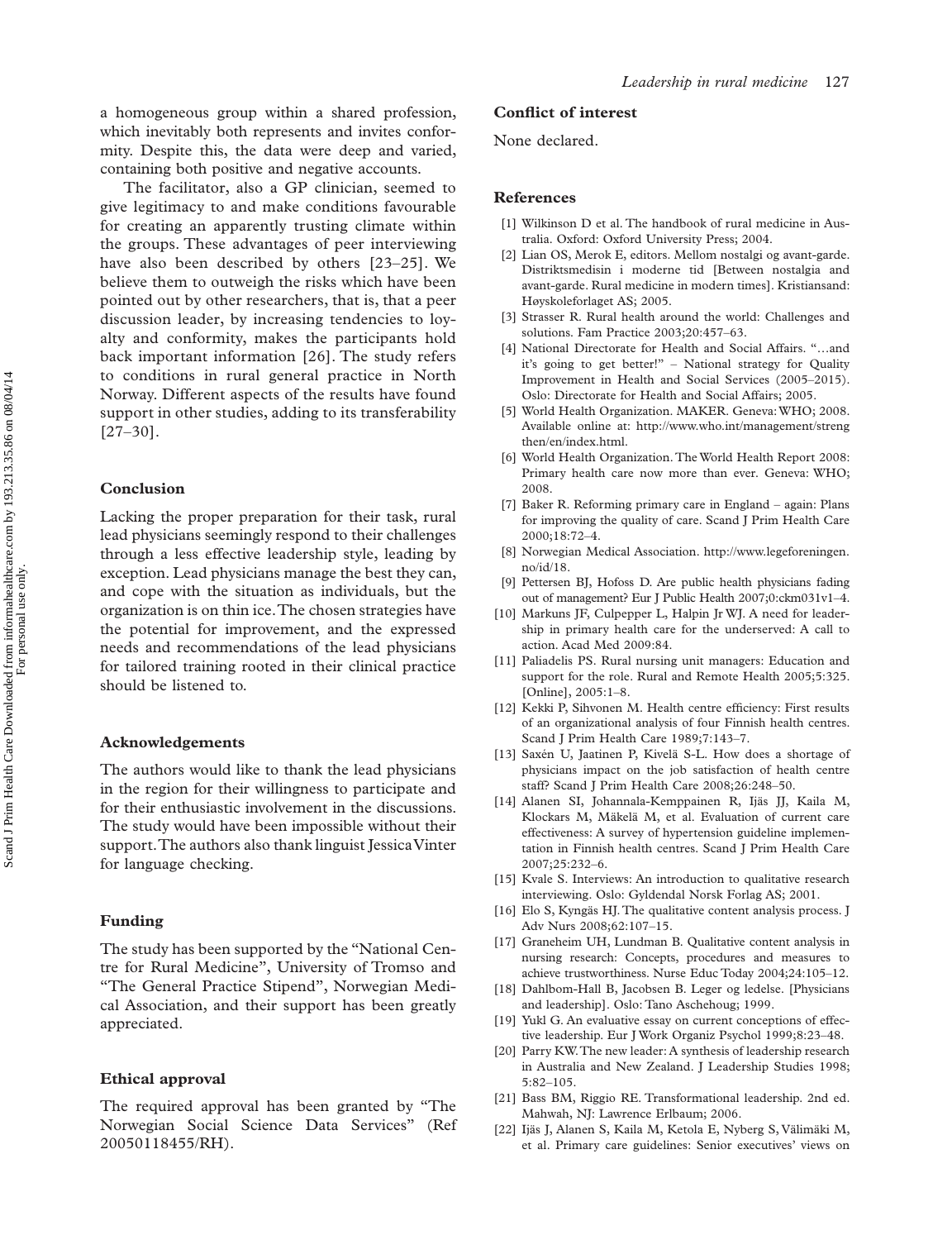a homogeneous group within a shared profession, which inevitably both represents and invites conformity. Despite this, the data were deep and varied, containing both positive and negative accounts.

The facilitator, also a GP clinician, seemed to give legitimacy to and make conditions favourable for creating an apparently trusting climate within the groups. These advantages of peer interviewing have also been described by others [23–25]. We believe them to outweigh the risks which have been pointed out by other researchers, that is, that a peer discussion leader, by increasing tendencies to loyalty and conformity, makes the participants hold back important information [26]. The study refers to conditions in rural general practice in North Norway. Different aspects of the results have found support in other studies, adding to its transferability [27–30].

## Conclusion

Lacking the proper preparation for their task, rural lead physicians seemingly respond to their challenges through a less effective leadership style, leading by exception. Lead physicians manage the best they can, and cope with the situation as individuals, but the organization is on thin ice. The chosen strategies have the potential for improvement, and the expressed needs and recommendations of the lead physicians for tailored training rooted in their clinical practice should be listened to.

## Acknowledgements

The authors would like to thank the lead physicians in the region for their willingness to participate and for their enthusiastic involvement in the discussions. The study would have been impossible without their support. The authors also thank linguist Jessica Vinter for language checking.

## Funding

The study has been supported by the "National Centre for Rural Medicine", University of Tromso and "The General Practice Stipend", Norwegian Medical Association, and their support has been greatly appreciated.

## Ethical approval

The required approval has been granted by "The Norwegian Social Science Data Services" (Ref 20050118455/RH).

## Conflict of interest

None declared.

## References

[1] Wilkinson D et al. The handbook of rural medicine in Australia. Oxford: Oxford University Press; 2004.

[2] Lian OS, Merok E, editors. Mellom nostalgi og avant-garde. Distriktsmedisin i moderne tid [Between nostalgia and avant-garde. Rural medicine in modern times]. Kristiansand: Høyskoleforlaget AS; 2005.

[3] Strasser R. Rural health around the world: Challenges and solutions. Fam Practice 2003;20:457–63.

[4] National Directorate for Health and Social Affairs. "…and it's going to get better!" – National strategy for Quality Improvement in Health and Social Services (2005–2015). Oslo: Directorate for Health and Social Affairs; 2005.

[5] World Health Organization. MAKER. Geneva: WHO; 2008. Available online at: http://www.who.int/management/strengthen/en/index.html.

[6] World Health Organization. The World Health Report 2008: Primary health care now more than ever. Geneva: WHO; 2008.

[7] Baker R. Reforming primary care in England – again: Plans for improving the quality of care. Scand J Prim Health Care 2000;18:72–4.

[8] Norwegian Medical Association. http://www.legeforeningen.no/id/18.

[9] Pettersen BJ, Hofoss D. Are public health physicians fading out of management? Eur J Public Health 2007;0:ckm031v1–4.

[10] Markuns JF, Culpepper L, Halpin Jr WJ. A need for leadership in primary health care for the underserved: A call to action. Acad Med 2009:84.

[11] Paliadelis PS. Rural nursing unit managers: Education and support for the role. Rural and Remote Health 2005;5:325. [Online], 2005:1–8.

[12] Kekki P, Sihvonen M. Health centre efficiency: First results of an organizational analysis of four Finnish health centres. Scand J Prim Health Care 1989;7:143–7.

[13] Saxén U, Jaatinen P, Kivelä S-L. How does a shortage of physicians impact on the job satisfaction of health centre staff? Scand J Prim Health Care 2008;26:248–50.

[14] Alanen SI, Johannala-Kemppainen R, Ijäs JJ, Kaila M, Klockars M, Mäkelä M, et al. Evaluation of current care effectiveness: A survey of hypertension guideline implementation in Finnish health centres. Scand J Prim Health Care 2007;25:232–6.

[15] Kvale S. Interviews: An introduction to qualitative research interviewing. Oslo: Gyldendal Norsk Forlag AS; 2001.

[16] Elo S, Kyngäs HJ. The qualitative content analysis process. J Adv Nurs 2008;62:107–15.

[17] Graneheim UH, Lundman B. Qualitative content analysis in nursing research: Concepts, procedures and measures to achieve trustworthiness. Nurse Educ Today 2004;24:105–12.

[18] Dahlbom-Hall B, Jacobsen B. Leger og ledelse. [Physicians and leadership]. Oslo: Tano Aschehoug; 1999.

[19] Yukl G. An evaluative essay on current conceptions of effective leadership. Eur J Work Organiz Psychol 1999;8:23–48.

[20] Parry KW. The new leader: A synthesis of leadership research in Australia and New Zealand. J Leadership Studies 1998; 5:82–105.

[21] Bass BM, Riggio RE. Transformational leadership. 2nd ed. Mahwah, NJ: Lawrence Erlbaum; 2006.

[22] Ijäs J, Alanen S, Kaila M, Ketola E, Nyberg S, Välimäki M, et al. Primary care guidelines: Senior executives' views on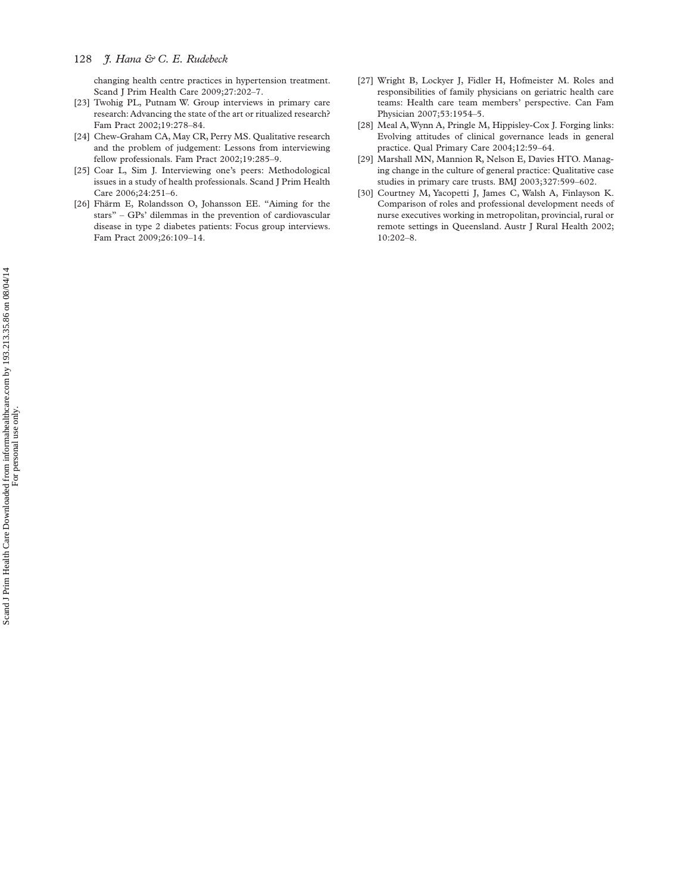changing health centre practices in hypertension treatment. Scand J Prim Health Care 2009;27:202–7.

[23] Twohig PL, Putnam W. Group interviews in primary care research: Advancing the state of the art or ritualized research? Fam Pract 2002;19:278–84.

[24] Chew-Graham CA, May CR, Perry MS. Qualitative research and the problem of judgement: Lessons from interviewing fellow professionals. Fam Pract 2002;19:285–9.

[25] Coar L, Sim J. Interviewing one's peers: Methodological issues in a study of health professionals. Scand J Prim Health Care 2006;24:251–6.

[26] Fhärm E, Rolandsson O, Johansson EE. "Aiming for the stars" – GPs' dilemmas in the prevention of cardiovascular disease in type 2 diabetes patients: Focus group interviews. Fam Pract 2009;26:109–14.

[27] Wright B, Lockyer J, Fidler H, Hofmeister M. Roles and responsibilities of family physicians on geriatric health care teams: Health care team members' perspective. Can Fam Physician 2007;53:1954–5.

[28] Meal A, Wynn A, Pringle M, Hippisley-Cox J. Forging links: Evolving attitudes of clinical governance leads in general practice. Qual Primary Care 2004;12:59–64.

[29] Marshall MN, Mannion R, Nelson E, Davies HTO. Managing change in the culture of general practice: Qualitative case studies in primary care trusts. BMJ 2003;327:599–602.

[30] Courtney M, Yacopetti J, James C, Walsh A, Finlayson K. Comparison of roles and professional development needs of nurse executives working in metropolitan, provincial, rural or remote settings in Queensland. Austr J Rural Health 2002; 10:202–8.